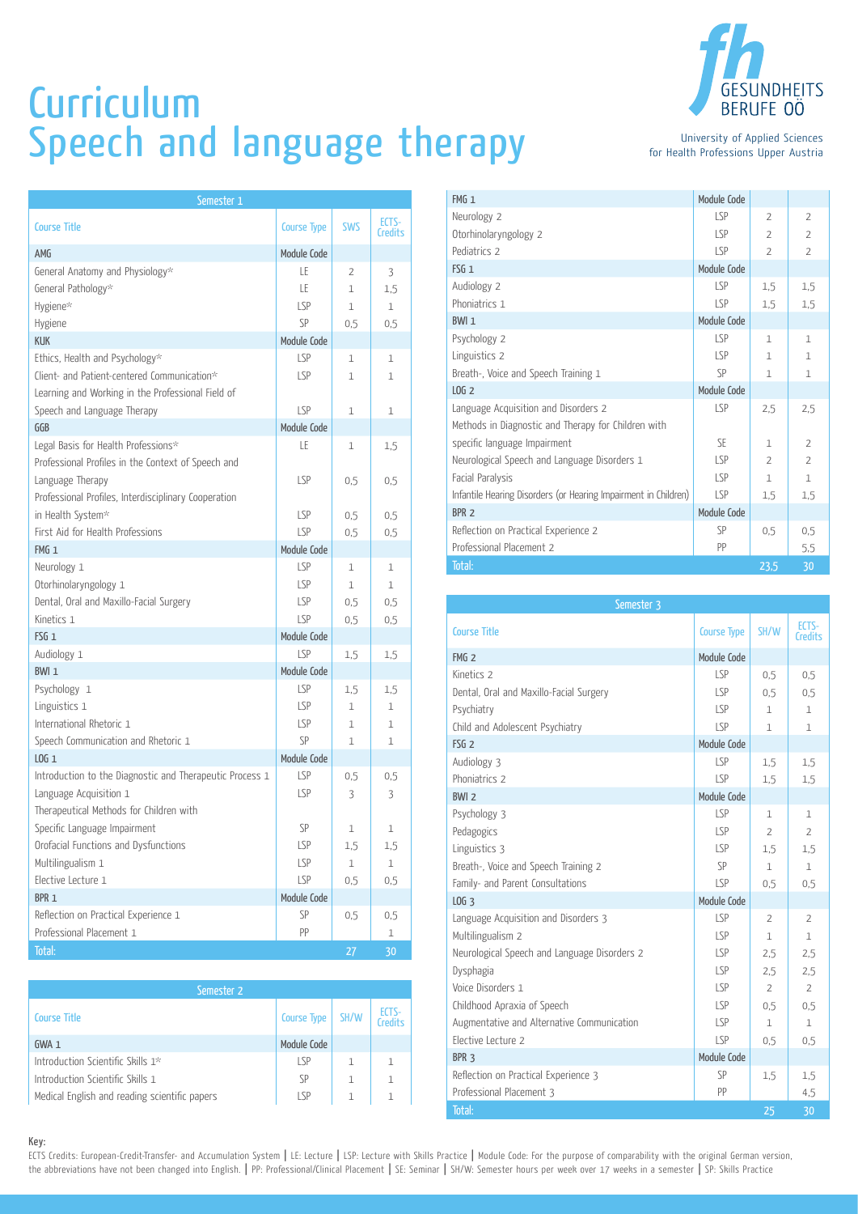# Curriculum
# Speech and language therapy

University of Applied Sciences for Health Professions Upper Austria

| Semester 1 | | | |
|---|---|---|---|
| Course Title | Course Type | SWS | ECTS-Credits |
| AMG | Module Code | | |
| General Anatomy and Physiology* | LE | 2 | 3 |
| General Pathology* | LE | 1 | 1,5 |
| Hygiene* | LSP | 1 | 1 |
| Hygiene | SP | 0,5 | 0,5 |
| KUK | Module Code | | |
| Ethics, Health and Psychology* | LSP | 1 | 1 |
| Client- and Patient-centered Communication* | LSP | 1 | 1 |
| Learning and Working in the Professional Field of Speech and Language Therapy | LSP | 1 | 1 |
| GGB | Module Code | | |
| Legal Basis for Health Professions* | LE | 1 | 1,5 |
| Professional Profiles in the Context of Speech and Language Therapy | LSP | 0,5 | 0,5 |
| Professional Profiles, Interdisciplinary Cooperation in Health System* | LSP | 0,5 | 0,5 |
| First Aid for Health Professions | LSP | 0,5 | 0,5 |
| FMG 1 | Module Code | | |
| Neurology 1 | LSP | 1 | 1 |
| Otorhinolaryngology 1 | LSP | 1 | 1 |
| Dental, Oral and Maxillo-Facial Surgery | LSP | 0,5 | 0,5 |
| Kinetics 1 | LSP | 0,5 | 0,5 |
| FSG 1 | Module Code | | |
| Audiology 1 | LSP | 1,5 | 1,5 |
| BWI 1 | Module Code | | |
| Psychology 1 | LSP | 1,5 | 1,5 |
| Linguistics 1 | LSP | 1 | 1 |
| International Rhetoric 1 | LSP | 1 | 1 |
| Speech Communication and Rhetoric 1 | SP | 1 | 1 |
| LOG 1 | Module Code | | |
| Introduction to the Diagnostic and Therapeutic Process 1 | LSP | 0,5 | 0,5 |
| Language Acquisition 1 | LSP | 3 | 3 |
| Therapeutical Methods for Children with Specific Language Impairment | SP | 1 | 1 |
| Orofacial Functions and Dysfunctions | LSP | 1,5 | 1,5 |
| Multilingualism 1 | LSP | 1 | 1 |
| Elective Lecture 1 | LSP | 0,5 | 0,5 |
| BPR 1 | Module Code | | |
| Reflection on Practical Experience 1 | SP | 0,5 | 0,5 |
| Professional Placement 1 | PP | | 1 |
| Total: | | 27 | 30 |

| Semester 2 | | | |
|---|---|---|---|
| Course Title | Course Type | SH/W | ECTS-Credits |
| GWA 1 | Module Code | | |
| Introduction Scientific Skills 1* | LSP | 1 | 1 |
| Introduction Scientific Skills 1 | SP | 1 | 1 |
| Medical English and reading scientific papers | LSP | 1 | 1 |
| FMG 1 | Module Code | | |
| Neurology 2 | LSP | 2 | 2 |
| Otorhinolaryngology 2 | LSP | 2 | 2 |
| Pediatrics 2 | LSP | 2 | 2 |
| FSG 1 | Module Code | | |
| Audiology 2 | LSP | 1,5 | 1,5 |
| Phoniatrics 1 | LSP | 1,5 | 1,5 |
| BWI 1 | Module Code | | |
| Psychology 2 | LSP | 1 | 1 |
| Linguistics 2 | LSP | 1 | 1 |
| Breath-, Voice and Speech Training 1 | SP | 1 | 1 |
| LOG 2 | Module Code | | |
| Language Acquisition and Disorders 2 | LSP | 2,5 | 2,5 |
| Methods in Diagnostic and Therapy for Children with specific language Impairment | SE | 1 | 2 |
| Neurological Speech and Language Disorders 1 | LSP | 2 | 2 |
| Facial Paralysis | LSP | 1 | 1 |
| Infantile Hearing Disorders (or Hearing Impairment in Children) | LSP | 1,5 | 1,5 |
| BPR 2 | Module Code | | |
| Reflection on Practical Experience 2 | SP | 0,5 | 0,5 |
| Professional Placement 2 | PP | | 5,5 |
| Total: | | 23,5 | 30 |

| Semester 3 | | | |
|---|---|---|---|
| Course Title | Course Type | SH/W | ECTS-Credits |
| FMG 2 | Module Code | | |
| Kinetics 2 | LSP | 0,5 | 0,5 |
| Dental, Oral and Maxillo-Facial Surgery | LSP | 0,5 | 0,5 |
| Psychiatry | LSP | 1 | 1 |
| Child and Adolescent Psychiatry | LSP | 1 | 1 |
| FSG 2 | Module Code | | |
| Audiology 3 | LSP | 1,5 | 1,5 |
| Phoniatrics 2 | LSP | 1,5 | 1,5 |
| BWI 2 | Module Code | | |
| Psychology 3 | LSP | 1 | 1 |
| Pedagogics | LSP | 2 | 2 |
| Linguistics 3 | LSP | 1,5 | 1,5 |
| Breath-, Voice and Speech Training 2 | SP | 1 | 1 |
| Family- and Parent Consultations | LSP | 0,5 | 0,5 |
| LOG 3 | Module Code | | |
| Language Acquisition and Disorders 3 | LSP | 2 | 2 |
| Multilingualism 2 | LSP | 1 | 1 |
| Neurological Speech and Language Disorders 2 | LSP | 2,5 | 2,5 |
| Dysphagia | LSP | 2,5 | 2,5 |
| Voice Disorders 1 | LSP | 2 | 2 |
| Childhood Apraxia of Speech | LSP | 0,5 | 0,5 |
| Augmentative and Alternative Communication | LSP | 1 | 1 |
| Elective Lecture 2 | LSP | 0,5 | 0,5 |
| BPR 3 | Module Code | | |
| Reflection on Practical Experience 3 | SP | 1,5 | 1,5 |
| Professional Placement 3 | PP | | 4,5 |
| Total: | | 25 | 30 |

**Key:**
ECTS Credits: European-Credit-Transfer- and Accumulation System | LE: Lecture | LSP: Lecture with Skills Practice | Module Code: For the purpose of comparability with the original German version, the abbreviations have not been changed into English. | PP: Professional/Clinical Placement | SE: Seminar | SH/W: Semester hours per week over 17 weeks in a semester | SP: Skills Practice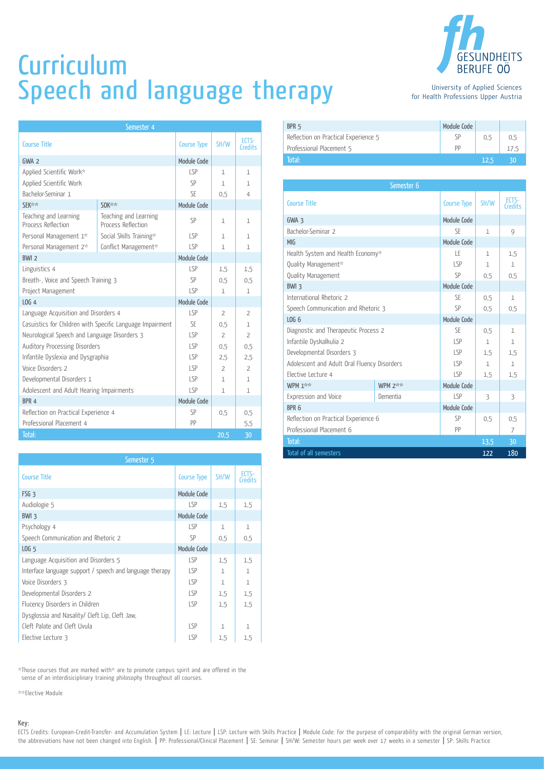# Curriculum Speech and language therapy

University of Applied Sciences for Health Professions Upper Austria

| Semester 4 | | | | |
|---|---|---|---|---|
| Course Title | | Course Type | SH/W | ECTS-Credits |
| GWA 2 | | Module Code | | |
| Applied Scientific Work* | | LSP | 1 | 1 |
| Applied Scientific Work | | SP | 1 | 1 |
| Bachelor-Seminar 1 | | SE | 0,5 | 4 |
| SEK** | SOK** | Module Code | | |
| Teaching and Learning Process Reflection | Teaching and Learning Process Reflection | SP | 1 | 1 |
| Personal Management 1* | Social Skills Training* | LSP | 1 | 1 |
| Personal Management 2* | Conflict Management* | LSP | 1 | 1 |
| BWI 2 | | Module Code | | |
| Linguistics 4 | | LSP | 1,5 | 1,5 |
| Breath-, Voice and Speech Training 3 | | SP | 0,5 | 0,5 |
| Project Management | | LSP | 1 | 1 |
| LOG 4 | | Module Code | | |
| Language Acquisition and Disorders 4 | | LSP | 2 | 2 |
| Casuistics for Children with Specific Language Impairment | | SE | 0,5 | 1 |
| Neurological Speech and Language Disorders 3 | | LSP | 2 | 2 |
| Auditory Processing Disorders | | LSP | 0,5 | 0,5 |
| Infantile Dyslexia and Dysgraphia | | LSP | 2,5 | 2,5 |
| Voice Disorders 2 | | LSP | 2 | 2 |
| Developmental Disorders 1 | | LSP | 1 | 1 |
| Adolescent and Adult Hearing Impairments | | LSP | 1 | 1 |
| BPR 4 | | Module Code | | |
| Reflection on Practical Experience 4 | | SP | 0,5 | 0,5 |
| Professional Placement 4 | | PP | | 5,5 |
| Total: | | | 20,5 | 30 |

| Semester 5 | | | |
|---|---|---|---|
| Course Title | Course Type | SH/W | ECTS-Credits |
| FSG 3 | Module Code | | |
| Audiologie 5 | LSP | 1,5 | 1,5 |
| BWI 3 | Module Code | | |
| Psychology 4 | LSP | 1 | 1 |
| Speech Communication and Rhetoric 2 | SP | 0,5 | 0,5 |
| LOG 5 | Module Code | | |
| Language Acquisition and Disorders 5 | LSP | 1,5 | 1,5 |
| Interface language support / speech and language therapy | LSP | 1 | 1 |
| Voice Disorders 3 | LSP | 1 | 1 |
| Developmental Disorders 2 | LSP | 1,5 | 1,5 |
| Flucency Disorders in Children | LSP | 1,5 | 1,5 |
| Dysglossia and Nasality/ Cleft Lip, Cleft Jaw, Cleft Palate and Cleft Uvula | LSP | 1 | 1 |
| Elective Lecture 3 | LSP | 1,5 | 1,5 |
| BPR 5 | Module Code | | |
| Reflection on Practical Experience 5 | SP | 0,5 | 0,5 |
| Professional Placement 5 | PP | | 17,5 |
| Total: | | 12,5 | 30 |

| Semester 6 | | | | |
|---|---|---|---|---|
| Course Title | | Course Type | SH/W | ECTS-Credits |
| GWA 3 | | Module Code | | |
| Bachelor-Seminar 2 | | SE | 1 | 9 |
| MIG | | Module Code | | |
| Health System and Health Economy* | | LE | 1 | 1,5 |
| Quality Management* | | LSP | 1 | 1 |
| Quality Management | | SP | 0,5 | 0,5 |
| BWI 3 | | Module Code | | |
| International Rhetoric 2 | | SE | 0,5 | 1 |
| Speech Communication and Rhetoric 3 | | SP | 0,5 | 0,5 |
| LOG 6 | | Module Code | | |
| Diagnostic and Therapeutic Process 2 | | SE | 0,5 | 1 |
| Infantile Dyskalkulia 2 | | LSP | 1 | 1 |
| Developmental Disorders 3 | | LSP | 1,5 | 1,5 |
| Adolescent and Adult Oral Fluency Disorders | | LSP | 1 | 1 |
| Elective Lecture 4 | | LSP | 1,5 | 1,5 |
| WPM 1** | WPM 2** | Module Code | | |
| Expression and Voice | Dementia | LSP | 3 | 3 |
| BPR 6 | | Module Code | | |
| Reflection on Practical Experience 6 | | SP | 0,5 | 0,5 |
| Professional Placement 6 | | PP | | 7 |
| Total: | | | 13,5 | 30 |
| Total of all semesters | | | 122 | 180 |

*Those courses that are marked with* are to promote campus spirit and are offered in the sense of an interdisiciplinary training philosophy throughout all courses.

**Elective Module

**Key:**
ECTS Credits: European-Credit-Transfer- and Accumulation System | LE: Lecture | LSP: Lecture with Skills Practice | Module Code: For the purpose of comparability with the original German version, the abbreviations have not been changed into English. | PP: Professional/Clinical Placement | SE: Seminar | SH/W: Semester hours per week over 17 weeks in a semester | SP: Skills Practice